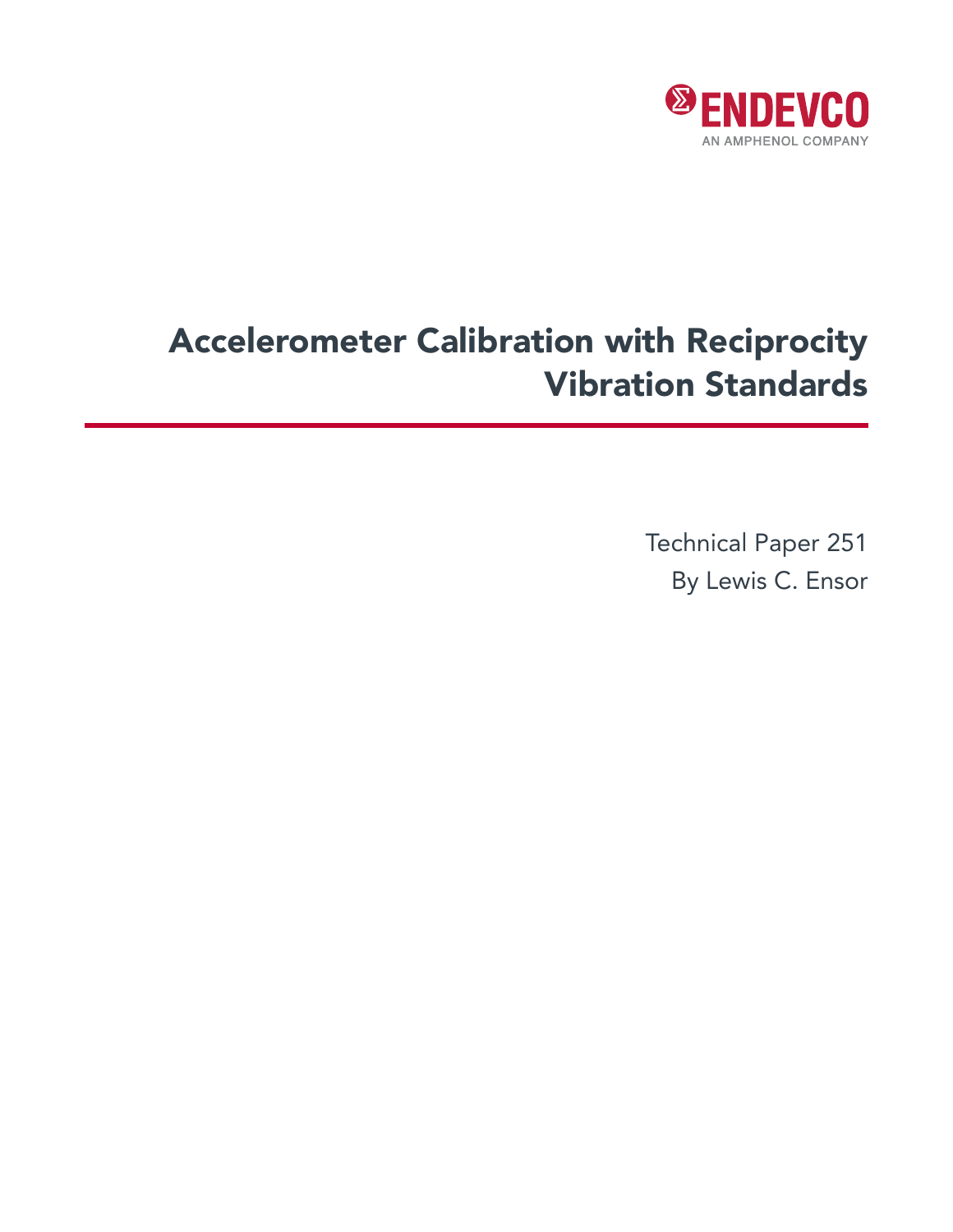ENDEVCO

AN AMPHENOL COMPANY

# Accelerometer Calibration with Reciprocity Vibration Standards

Technical Paper 251

By Lewis C. Ensor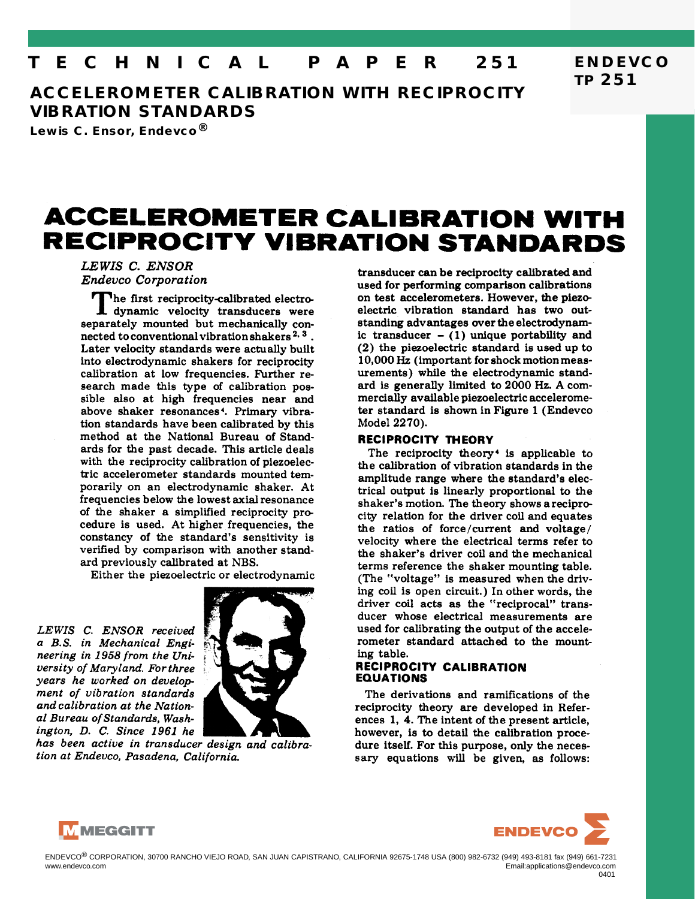# TECHNICAL PAPER 251

## ACCELEROMETER CALIBRATION WITH RECIPROCITY VIBRATION STANDARDS

**Lewis C. Ensor, Endevco®**

# ACCELEROMETER CALIBRATION WITH RECIPROCITY VIBRATION STANDARDS

*LEWIS C. ENSOR*
*Endevco Corporation*

The first reciprocity-calibrated electrodynamic velocity transducers were separately mounted but mechanically connected to conventional vibration shakers[2,3]. Later velocity standards were actually built into electrodynamic shakers for reciprocity calibration at low frequencies. Further research made this type of calibration possible also at high frequencies near and above shaker resonances[4]. Primary vibration standards have been calibrated by this method at the National Bureau of Standards for the past decade. This article deals with the reciprocity calibration of piezoelectric accelerometer standards mounted temporarily on an electrodynamic shaker. At frequencies below the lowest axial resonance of the shaker a simplified reciprocity procedure is used. At higher frequencies, the constancy of the standard's sensitivity is verified by comparison with another standard previously calibrated at NBS.

Either the piezoelectric or electrodynamic transducer can be reciprocity calibrated and used for performing comparison calibrations on test accelerometers. However, the piezoelectric vibration standard has two outstanding advantages over the electrodynamic transducer – (1) unique portability and (2) the piezoelectric standard is used up to 10,000 Hz (important for shock motion measurements) while the electrodynamic standard is generally limited to 2000 Hz. A commercially available piezoelectric accelerometer standard is shown in Figure 1 (Endevco Model 2270).

*LEWIS C. ENSOR received a B.S. in Mechanical Engineering in 1958 from the University of Maryland. For three years he worked on development of vibration standards and calibration at the National Bureau of Standards, Washington, D. C. Since 1961 he has been active in transducer design and calibration at Endevco, Pasadena, California.*

### RECIPROCITY THEORY

The reciprocity theory[4] is applicable to the calibration of vibration standards in the amplitude range where the standard's electrical output is linearly proportional to the shaker's motion. The theory shows a reciprocity relation for the driver coil and equates the ratios of force/current and voltage/velocity where the electrical terms refer to the shaker's driver coil and the mechanical terms reference the shaker mounting table. (The "voltage" is measured when the driving coil is open circuit.) In other words, the driver coil acts as the "reciprocal" transducer whose electrical measurements are used for calibrating the output of the accelerometer standard attached to the mounting table.

### RECIPROCITY CALIBRATION EQUATIONS

The derivations and ramifications of the reciprocity theory are developed in References 1, 4. The intent of the present article, however, is to detail the calibration procedure itself. For this purpose, only the necessary equations will be given, as follows:

ENDEVCO® CORPORATION, 30700 RANCHO VIEJO ROAD, SAN JUAN CAPISTRANO, CALIFORNIA 92675-1748 USA (800) 982-6732 (949) 493-8181 fax (949) 661-7231
www.endevco.com Email:applications@endevco.com
0401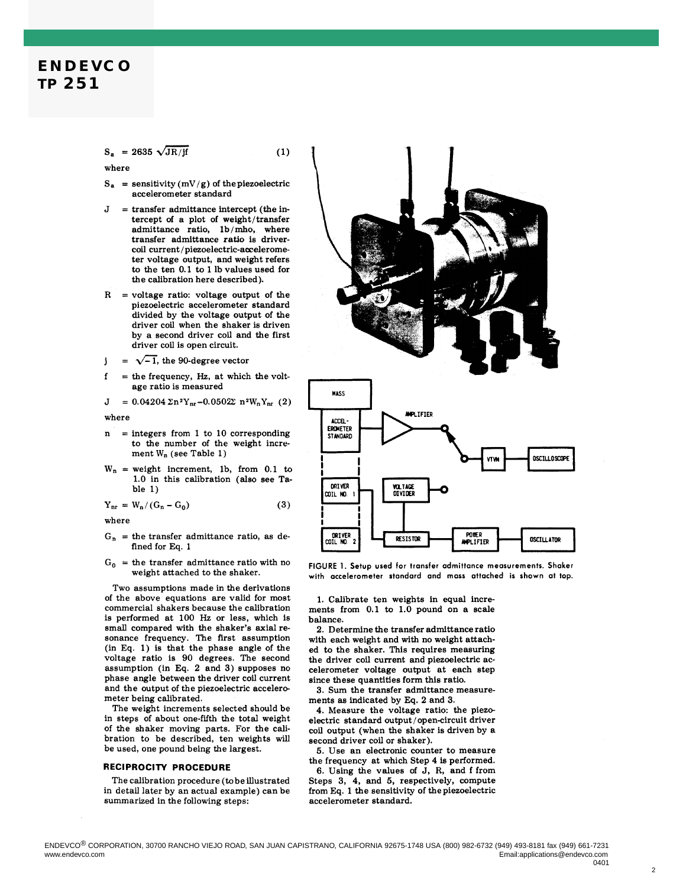$$S_a = 2635\sqrt{JR/jf} \quad (1)$$

where

$S_a$ = sensitivity (mV/g) of the piezoelectric accelerometer standard

$J$ = transfer admittance intercept (the intercept of a plot of weight/transfer admittance ratio, lb/mho, where transfer admittance ratio is driver-coil current/piezoelectric-accelerometer voltage output, and weight refers to the ten 0.1 to 1 lb values used for the calibration here described).

$R$ = voltage ratio: voltage output of the piezoelectric accelerometer standard divided by the voltage output of the driver coil when the shaker is driven by a second driver coil and the first driver coil is open circuit.

$j$ = $\sqrt{-1}$, the 90-degree vector

$f$ = the frequency, Hz, at which the voltage ratio is measured

$$J = 0.04204\,\Sigma n^2 Y_{nr} - 0.0502\Sigma\, n^2 W_n Y_{nr} \quad (2)$$

where

$n$ = integers from 1 to 10 corresponding to the number of the weight increment $W_n$ (see Table 1)

$W_n$ = weight increment, lb, from 0.1 to 1.0 in this calibration (also see Table 1)

$$Y_{nr} = W_n/(G_n - G_0) \quad (3)$$

where

$G_n$ = the transfer admittance ratio, as defined for Eq. 1

$G_0$ = the transfer admittance ratio with no weight attached to the shaker.

Two assumptions made in the derivations of the above equations are valid for most commercial shakers because the calibration is performed at 100 Hz or less, which is small compared with the shaker's axial resonance frequency. The first assumption (in Eq. 1) is that the phase angle of the voltage ratio is 90 degrees. The second assumption (in Eq. 2 and 3) supposes no phase angle between the driver coil current and the output of the piezoelectric accelerometer being calibrated.

The weight increments selected should be in steps of about one-fifth the total weight of the shaker moving parts. For the calibration to be described, ten weights will be used, one pound being the largest.

## RECIPROCITY PROCEDURE

The calibration procedure (to be illustrated in detail later by an actual example) can be summarized in the following steps:

FIGURE 1. Setup used for transfer admittance measurements. Shaker with accelerometer standard and mass attached is shown at top.

1. Calibrate ten weights in equal increments from 0.1 to 1.0 pound on a scale balance.
2. Determine the transfer admittance ratio with each weight and with no weight attached to the shaker. This requires measuring the driver coil current and piezoelectric accelerometer voltage output at each step since these quantities form this ratio.
3. Sum the transfer admittance measurements as indicated by Eq. 2 and 3.
4. Measure the voltage ratio: the piezoelectric standard output/open-circuit driver coil output (when the shaker is driven by a second driver coil or shaker).
5. Use an electronic counter to measure the frequency at which Step 4 is performed.
6. Using the values of J, R, and f from Steps 3, 4, and 5, respectively, compute from Eq. 1 the sensitivity of the piezoelectric accelerometer standard.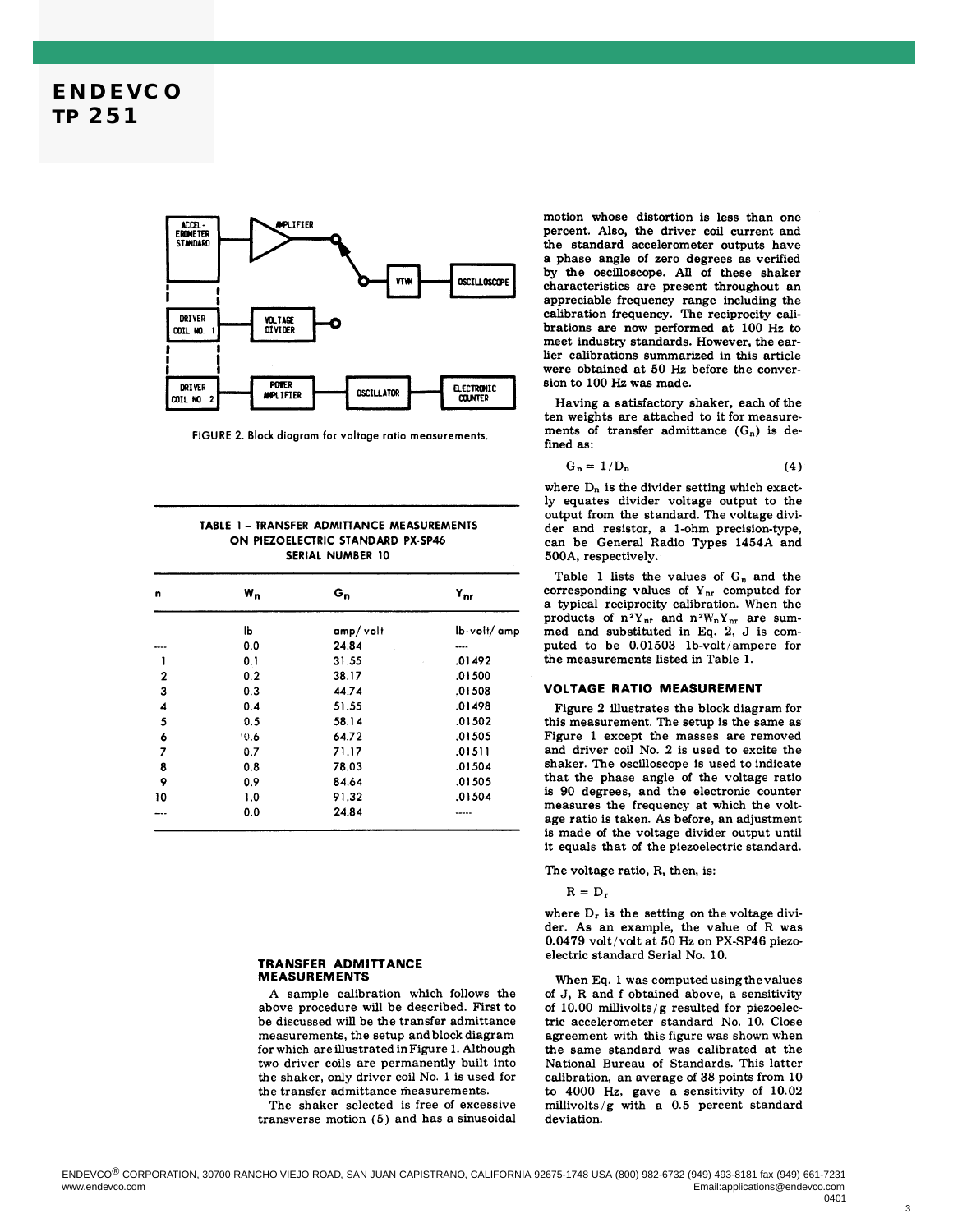FIGURE 2. Block diagram for voltage ratio measurements.

**TABLE 1 – TRANSFER ADMITTANCE MEASUREMENTS ON PIEZOELECTRIC STANDARD PX-SP46 SERIAL NUMBER 10**

| n | $W_n$ | $G_n$ | $Y_{nr}$ |
|---|---|---|---|
| | lb | amp/volt | lb-volt/amp |
| ---- | 0.0 | 24.84 | ---- |
| 1 | 0.1 | 31.55 | .01492 |
| 2 | 0.2 | 38.17 | .01500 |
| 3 | 0.3 | 44.74 | .01508 |
| 4 | 0.4 | 51.55 | .01498 |
| 5 | 0.5 | 58.14 | .01502 |
| 6 | 0.6 | 64.72 | .01505 |
| 7 | 0.7 | 71.17 | .01511 |
| 8 | 0.8 | 78.03 | .01504 |
| 9 | 0.9 | 84.64 | .01505 |
| 10 | 1.0 | 91.32 | .01504 |
| ---- | 0.0 | 24.84 | ----- |

## TRANSFER ADMITTANCE MEASUREMENTS

A sample calibration which follows the above procedure will be described. First to be discussed will be the transfer admittance measurements, the setup and block diagram for which are illustrated in Figure 1. Although two driver coils are permanently built into the shaker, only driver coil No. 1 is used for the transfer admittance measurements.

The shaker selected is free of excessive transverse motion (5) and has a sinusoidal motion whose distortion is less than one percent. Also, the driver coil current and the standard accelerometer outputs have a phase angle of zero degrees as verified by the oscilloscope. All of these shaker characteristics are present throughout an appreciable frequency range including the calibration frequency. The reciprocity calibrations are now performed at 100 Hz to meet industry standards. However, the earlier calibrations summarized in this article were obtained at 50 Hz before the conversion to 100 Hz was made.

Having a satisfactory shaker, each of the ten weights are attached to it for measurements of transfer admittance ($G_n$) is defined as:

$$G_n = 1/D_n \qquad (4)$$

where $D_n$ is the divider setting which exactly equates divider voltage output to the output from the standard. The voltage divider and resistor, a 1-ohm precision-type, can be General Radio Types 1454A and 500A, respectively.

Table 1 lists the values of $G_n$ and the corresponding values of $Y_{nr}$ computed for a typical reciprocity calibration. When the products of $n^2Y_{nr}$ and $n^2W_nY_{nr}$ are summed and substituted in Eq. 2, J is computed to be 0.01503 lb-volt/ampere for the measurements listed in Table 1.

## VOLTAGE RATIO MEASUREMENT

Figure 2 illustrates the block diagram for this measurement. The setup is the same as Figure 1 except the masses are removed and driver coil No. 2 is used to excite the shaker. The oscilloscope is used to indicate that the phase angle of the voltage ratio is 90 degrees, and the electronic counter measures the frequency at which the voltage ratio is taken. As before, an adjustment is made of the voltage divider output until it equals that of the piezoelectric standard.

The voltage ratio, R, then, is:

$$R = D_r$$

where $D_r$ is the setting on the voltage divider. As an example, the value of R was 0.0479 volt/volt at 50 Hz on PX-SP46 piezoelectric standard Serial No. 10.

When Eq. 1 was computed using the values of J, R and f obtained above, a sensitivity of 10.00 millivolts/g resulted for piezoelectric accelerometer standard No. 10. Close agreement with this figure was shown when the same standard was calibrated at the National Bureau of Standards. This latter calibration, an average of 38 points from 10 to 4000 Hz, gave a sensitivity of 10.02 millivolts/g with a 0.5 percent standard deviation.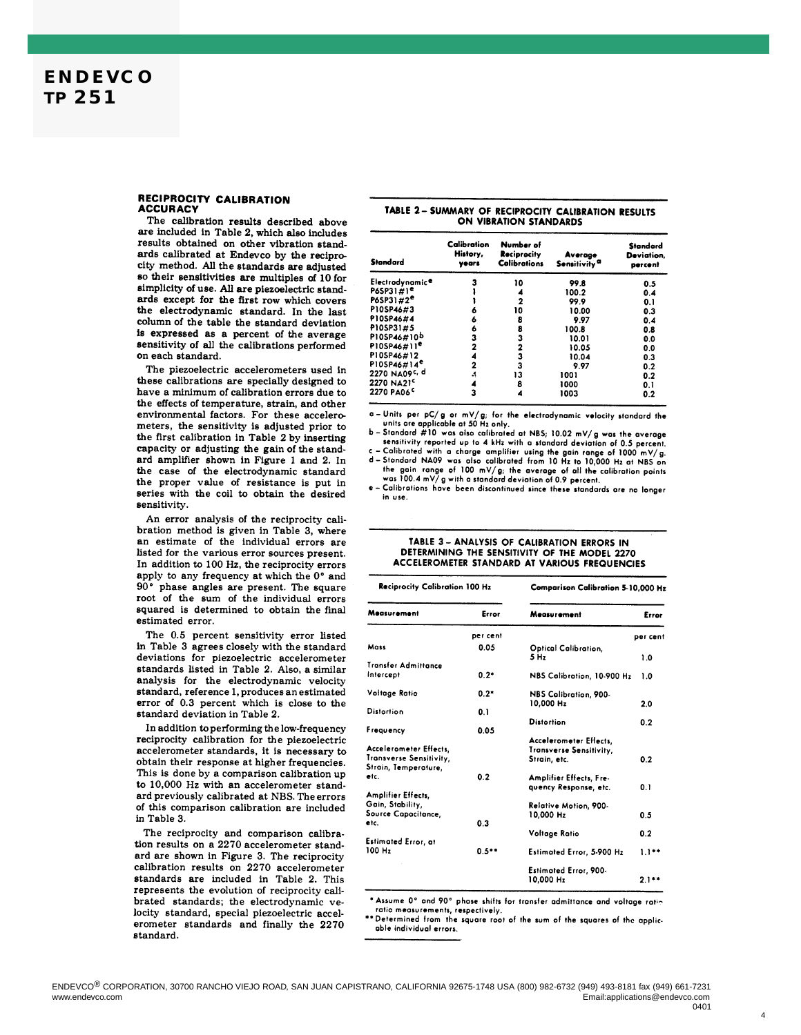## RECIPROCITY CALIBRATION ACCURACY

The calibration results described above are included in Table 2, which also includes results obtained on other vibration standards calibrated at Endevco by the reciprocity method. All the standards are adjusted so their sensitivities are multiples of 10 for simplicity of use. All are piezoelectric standards except for the first row which covers the electrodynamic standard. In the last column of the table the standard deviation is expressed as a percent of the average sensitivity of all the calibrations performed on each standard.

The piezoelectric accelerometers used in these calibrations are specially designed to have a minimum of calibration errors due to the effects of temperature, strain, and other environmental factors. For these accelerometers, the sensitivity is adjusted prior to the first calibration in Table 2 by inserting capacity or adjusting the gain of the standard amplifier shown in Figure 1 and 2. In the case of the electrodynamic standard the proper value of resistance is put in series with the coil to obtain the desired sensitivity.

An error analysis of the reciprocity calibration method is given in Table 3, where an estimate of the individual errors are listed for the various error sources present. In addition to 100 Hz, the reciprocity errors apply to any frequency at which the 0° and 90° phase angles are present. The square root of the sum of the individual errors squared is determined to obtain the final estimated error.

The 0.5 percent sensitivity error listed in Table 3 agrees closely with the standard deviations for piezoelectric accelerometer standards listed in Table 2. Also, a similar analysis for the electrodynamic velocity standard, reference 1, produces an estimated error of 0.3 percent which is close to the standard deviation in Table 2.

In addition to performing the low-frequency reciprocity calibration for the piezoelectric accelerometer standards, it is necessary to obtain their response at higher frequencies. This is done by a comparison calibration up to 10,000 Hz with an accelerometer standard previously calibrated at NBS. The errors of this comparison calibration are included in Table 3.

The reciprocity and comparison calibration results on a 2270 accelerometer standard are shown in Figure 3. The reciprocity calibration results on 2270 accelerometer standards are included in Table 2. This represents the evolution of reciprocity calibrated standards; the electrodynamic velocity standard, special piezoelectric accelerometer standards and finally the 2270 standard.

**TABLE 2 – SUMMARY OF RECIPROCITY CALIBRATION RESULTS ON VIBRATION STANDARDS**

| Standard | Calibration History, years | Number of Reciprocity Calibrations | Average Sensitivity [a] | Standard Deviation, percent |
|---|---|---|---|---|
| Electrodynamic[e] | 3 | 10 | 99.8 | 0.5 |
| P6SP31#1[e] | 1 | 4 | 100.2 | 0.4 |
| P6SP31#2[e] | 1 | 2 | 99.9 | 0.1 |
| P10SP46#3 | 6 | 10 | 10.00 | 0.3 |
| P10SP46#4 | 6 | 8 | 9.97 | 0.4 |
| P10SP31#5 | 6 | 8 | 100.8 | 0.8 |
| P10SP46#10[b] | 3 | 3 | 10.01 | 0.0 |
| P10SP46#11[e] | 2 | 2 | 10.05 | 0.0 |
| P10SP46#12 | 4 | 3 | 10.04 | 0.3 |
| P10SP46#14[e] | 2 | 3 | 9.97 | 0.2 |
| 2270 NA09[c, d] | .5 | 13 | 1001 | 0.2 |
| 2270 NA21[c] | 4 | 8 | 1000 | 0.1 |
| 2270 PA06[c] | 3 | 4 | 1003 | 0.2 |

a – Units per pC/g or mV/g; for the electrodynamic velocity standard the units are applicable at 50 Hz only.
b – Standard #10 was also calibrated at NBS; 10.02 mV/g was the average sensitivity reported up to 4 kHz with a standard deviation of 0.5 percent.
c – Calibrated with a charge amplifier using the gain range of 1000 mV/g.
d – Standard NA09 was also calibrated from 10 Hz to 10,000 Hz at NBS on the gain range of 100 mV/g; the average of all the calibration points was 100.4 mV/g with a standard deviation of 0.9 percent.
e – Calibrations have been discontinued since these standards are no longer in use.

**TABLE 3 – ANALYSIS OF CALIBRATION ERRORS IN DETERMINING THE SENSITIVITY OF THE MODEL 2270 ACCELEROMETER STANDARD AT VARIOUS FREQUENCIES**

| Reciprocity Calibration 100 Hz | | Comparison Calibration 5-10,000 Hz | |
|---|---|---|---|
| **Measurement** | **Error** | **Measurement** | **Error** |
| | per cent | | per cent |
| Mass | 0.05 | Optical Calibration, 5 Hz | 1.0 |
| Transfer Admittance Intercept | 0.2* | NBS Calibration, 10-900 Hz | 1.0 |
| Voltage Ratio | 0.2* | NBS Calibration, 900-10,000 Hz | 2.0 |
| Distortion | 0.1 | Distortion | 0.2 |
| Frequency | 0.05 | Accelerometer Effects, Transverse Sensitivity, Strain, etc. | 0.2 |
| Accelerometer Effects, Transverse Sensitivity, Strain, Temperature, etc. | 0.2 | Amplifier Effects, Frequency Response, etc. | 0.1 |
| Amplifier Effects, Gain, Stability, Source Capacitance, etc. | 0.3 | Relative Motion, 900-10,000 Hz | 0.5 |
| | | Voltage Ratio | 0.2 |
| Estimated Error, at 100 Hz | 0.5** | Estimated Error, 5-900 Hz | 1.1** |
| | | Estimated Error, 900-10,000 Hz | 2.1** |

\* Assume 0° and 90° phase shifts for transfer admittance and voltage ratio ratio measurements, respectively.
\*\* Determined from the square root of the sum of the squares of the applicable individual errors.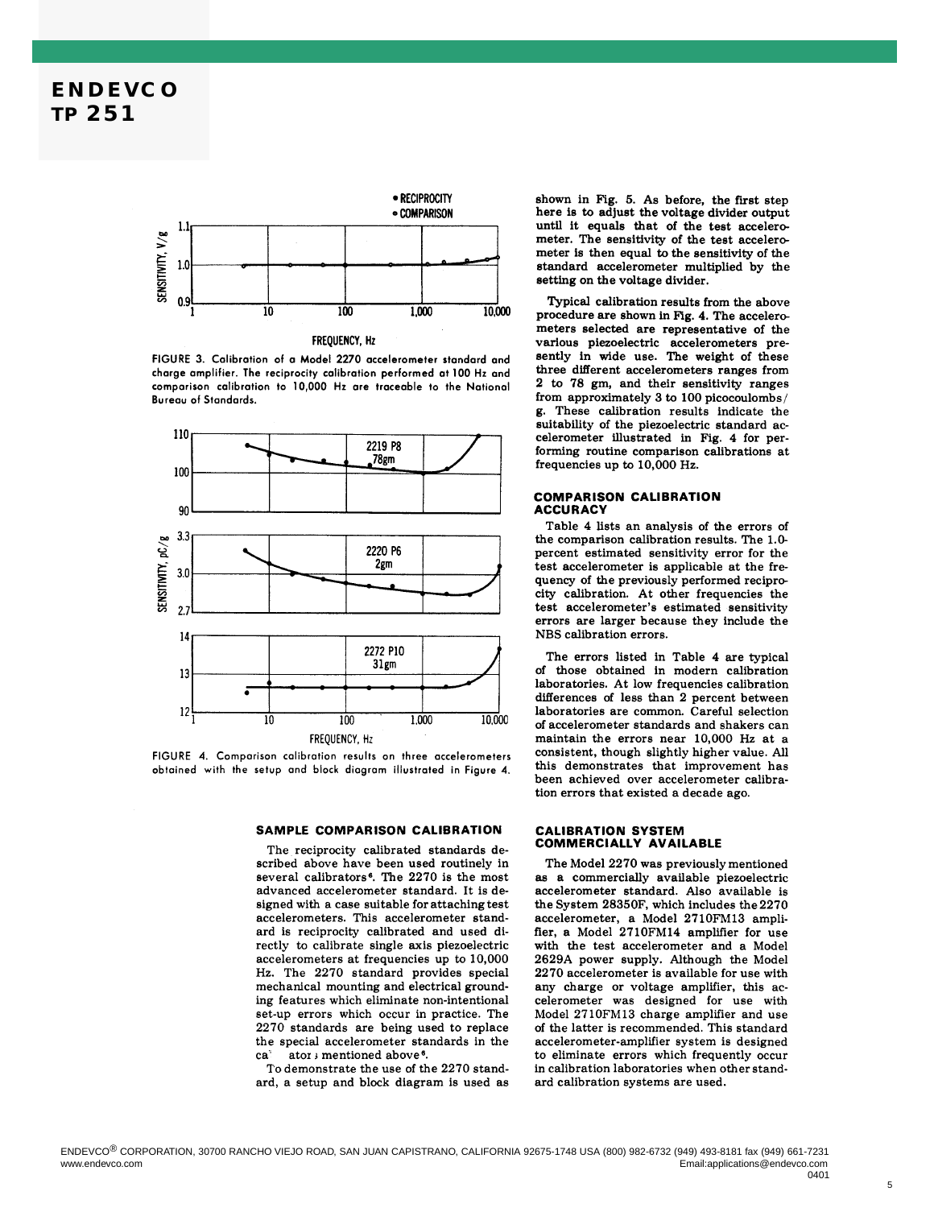FIGURE 3. Calibration of a Model 2270 accelerometer standard and charge amplifier. The reciprocity calibration performed at 100 Hz and comparison calibration to 10,000 Hz are traceable to the National Bureau of Standards.

FIGURE 4. Comparison calibration results on three accelerometers obtained with the setup and block diagram illustrated in Figure 4.

## SAMPLE COMPARISON CALIBRATION

The reciprocity calibrated standards described above have been used routinely in several calibrators[6]. The 2270 is the most advanced accelerometer standard. It is designed with a case suitable for attaching test accelerometers. This accelerometer standard is reciprocity calibrated and used directly to calibrate single axis piezoelectric accelerometers at frequencies up to 10,000 Hz. The 2270 standard provides special mechanical mounting and electrical grounding features which eliminate non-intentional set-up errors which occur in practice. The 2270 standards are being used to replace the special accelerometer standards in the calibrator mentioned above[6].

To demonstrate the use of the 2270 standard, a setup and block diagram is used as shown in Fig. 5. As before, the first step here is to adjust the voltage divider output until it equals that of the test accelerometer. The sensitivity of the test accelerometer is then equal to the sensitivity of the standard accelerometer multiplied by the setting on the voltage divider.

Typical calibration results from the above procedure are shown in Fig. 4. The accelerometers selected are representative of the various piezoelectric accelerometers presently in wide use. The weight of these three different accelerometers ranges from 2 to 78 gm, and their sensitivity ranges from approximately 3 to 100 picocoulombs/g. These calibration results indicate the suitability of the piezoelectric standard accelerometer illustrated in Fig. 4 for performing routine comparison calibrations at frequencies up to 10,000 Hz.

## COMPARISON CALIBRATION ACCURACY

Table 4 lists an analysis of the errors of the comparison calibration results. The 1.0-percent estimated sensitivity error for the test accelerometer is applicable at the frequency of the previously performed reciprocity calibration. At other frequencies the test accelerometer's estimated sensitivity errors are larger because they include the NBS calibration errors.

The errors listed in Table 4 are typical of those obtained in modern calibration laboratories. At low frequencies calibration differences of less than 2 percent between laboratories are common. Careful selection of accelerometer standards and shakers can maintain the errors near 10,000 Hz at a consistent, though slightly higher value. All this demonstrates that improvement has been achieved over accelerometer calibration errors that existed a decade ago.

## CALIBRATION SYSTEM COMMERCIALLY AVAILABLE

The Model 2270 was previously mentioned as a commercially available piezoelectric accelerometer standard. Also available is the System 28350F, which includes the 2270 accelerometer, a Model 2710FM13 amplifier, a Model 2710FM14 amplifier for use with the test accelerometer and a Model 2629A power supply. Although the Model 2270 accelerometer is available for use with any charge or voltage amplifier, this accelerometer was designed for use with Model 2710FM13 charge amplifier and use of the latter is recommended. This standard accelerometer-amplifier system is designed to eliminate errors which frequently occur in calibration laboratories when other standard calibration systems are used.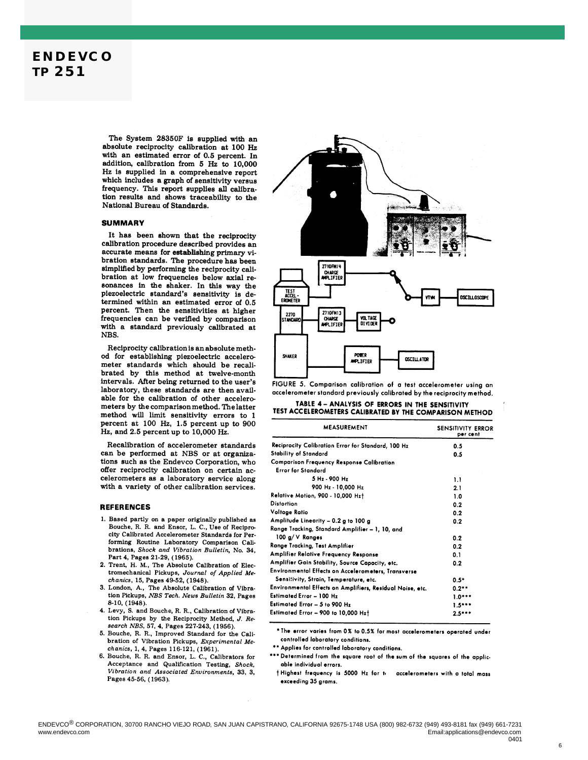The System 28350F is supplied with an absolute reciprocity calibration at 100 Hz with an estimated error of 0.5 percent. In addition, calibration from 5 Hz to 10,000 Hz is supplied in a comprehensive report which includes a graph of sensitivity versus frequency. This report supplies all calibration results and shows traceability to the National Bureau of Standards.

## SUMMARY

It has been shown that the reciprocity calibration procedure described provides an accurate means for establishing primary vibration standards. The procedure has been simplified by performing the reciprocity calibration at low frequencies below axial resonances in the shaker. In this way the piezoelectric standard's sensitivity is determined within an estimated error of 0.5 percent. Then the sensitivities at higher frequencies can be verified by comparison with a standard previously calibrated at NBS.

Reciprocity calibration is an absolute method for establishing piezoelectric accelerometer standards which should be recalibrated by this method at twelve-month intervals. After being returned to the user's laboratory, these standards are then available for the calibration of other accelerometers by the comparison method. The latter method will limit sensitivity errors to 1 percent at 100 Hz, 1.5 percent up to 900 Hz, and 2.5 percent up to 10,000 Hz.

Recalibration of accelerometer standards can be performed at NBS or at organizations such as the Endevco Corporation, who offer reciprocity calibration on certain accelerometers as a laboratory service along with a variety of other calibration services.

## REFERENCES

1. Based partly on a paper originally published as Bouche, R. R. and Ensor, L. C., Use of Reciprocity Calibrated Accelerometer Standards for Performing Routine Laboratory Comparison Calibrations, *Shock and Vibration Bulletin*, No. 34, Part 4, Pages 21-29, (1965).
2. Trent, H. M., The Absolute Calibration of Electromechanical Pickups, *Journal of Applied Mechanics*, 15, Pages 49-52, (1948).
3. London, A., The Absolute Calibration of Vibration Pickups, *NBS Tech. News Bulletin* 32, Pages 8-10, (1948).
4. Levy, S. and Bouche, R. R., Calibration of Vibration Pickups by the Reciprocity Method, *J. Research NBS*, 57, 4, Pages 227-243, (1956).
5. Bouche, R. R., Improved Standard for the Calibration of Vibration Pickups, *Experimental Mechanics*, 1, 4, Pages 116-121, (1961).
6. Bouche, R. R. and Ensor, L. C., Calibrators for Acceptance and Qualification Testing, *Shock, Vibration and Associated Environments*, 33, 3, Pages 45-56, (1963).

FIGURE 5. Comparison calibration of a test accelerometer using an accelerometer standard previously calibrated by the reciprocity method.

**TABLE 4 – ANALYSIS OF ERRORS IN THE SENSITIVITY TEST ACCELEROMETERS CALIBRATED BY THE COMPARISON METHOD**

| MEASUREMENT | SENSITIVITY ERROR per cent |
|---|---|
| Reciprocity Calibration Error for Standard, 100 Hz | 0.5 |
| Stability of Standard | 0.5 |
| Comparison Frequency Response Calibration Error for Standard | |
| 5 Hz - 900 Hz | 1.1 |
| 900 Hz - 10,000 Hz | 2.1 |
| Relative Motion, 900 - 10,000 Hz† | 1.0 |
| Distortion | 0.2 |
| Voltage Ratio | 0.2 |
| Amplitude Linearity – 0.2 g to 100 g | 0.2 |
| Range Tracking, Standard Amplifier – 1, 10, and 100 g/V Ranges | 0.2 |
| Range Tracking, Test Amplifier | 0.2 |
| Amplifier Relative Frequency Response | 0.1 |
| Amplifier Gain Stability, Source Capacity, etc. | 0.2 |
| Environmental Effects on Accelerometers, Transverse Sensitivity, Strain, Temperature, etc. | 0.5* |
| Environmental Effects on Amplifiers, Residual Noise, etc. | 0.2** |
| Estimated Error – 100 Hz | 1.0*** |
| Estimated Error – 5 to 900 Hz | 1.5*** |
| Estimated Error – 900 to 10,000 Hz† | 2.5*** |

\* The error varies from 0% to 0.5% for most accelerometers operated under controlled laboratory conditions.

\*\* Applies for controlled laboratory conditions.

\*\*\* Determined from the square root of the sum of the squares of the applicable individual errors.

† Highest frequency is 5000 Hz for the accelerometers with a total mass exceeding 35 grams.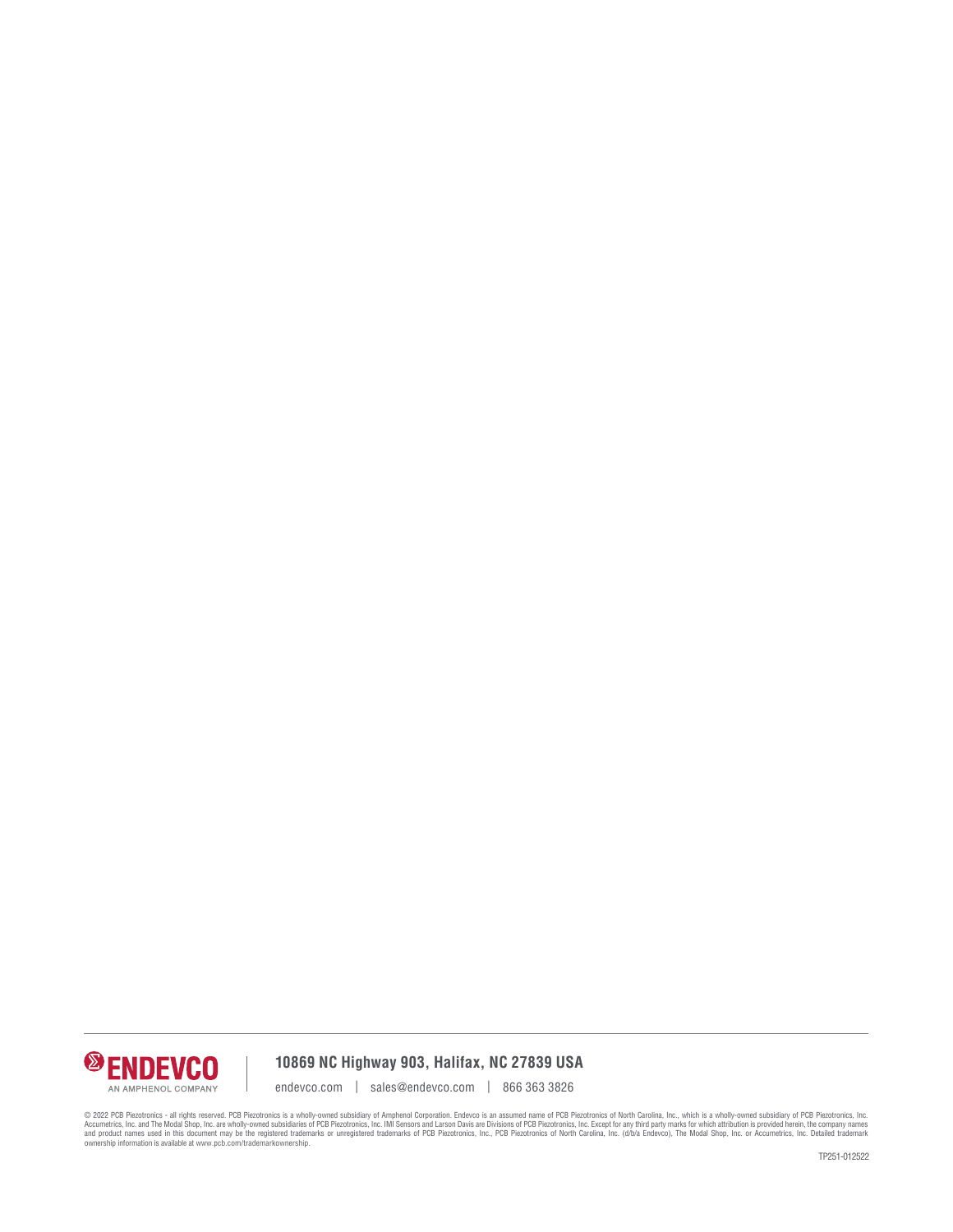ENDEVCO
AN AMPHENOL COMPANY

**10869 NC Highway 903, Halifax, NC 27839 USA**

endevco.com | sales@endevco.com | 866 363 3826

© 2022 PCB Piezotronics - all rights reserved. PCB Piezotronics is a wholly-owned subsidiary of Amphenol Corporation. Endevco is an assumed name of PCB Piezotronics of North Carolina, Inc., which is a wholly-owned subsidiary of PCB Piezotronics, Inc. Accumetrics, Inc. and The Modal Shop, Inc. are wholly-owned subsidiaries of PCB Piezotronics, Inc. IMI Sensors and Larson Davis are Divisions of PCB Piezotronics, Inc. Except for any third party marks for which attribution is provided herein, the company names and product names used in this document may be the registered trademarks or unregistered trademarks of PCB Piezotronics, Inc., PCB Piezotronics of North Carolina, Inc. (d/b/a Endevco), The Modal Shop, Inc. or Accumetrics, Inc. Detailed trademark ownership information is available at www.pcb.com/trademarkownership.

TP251-012522